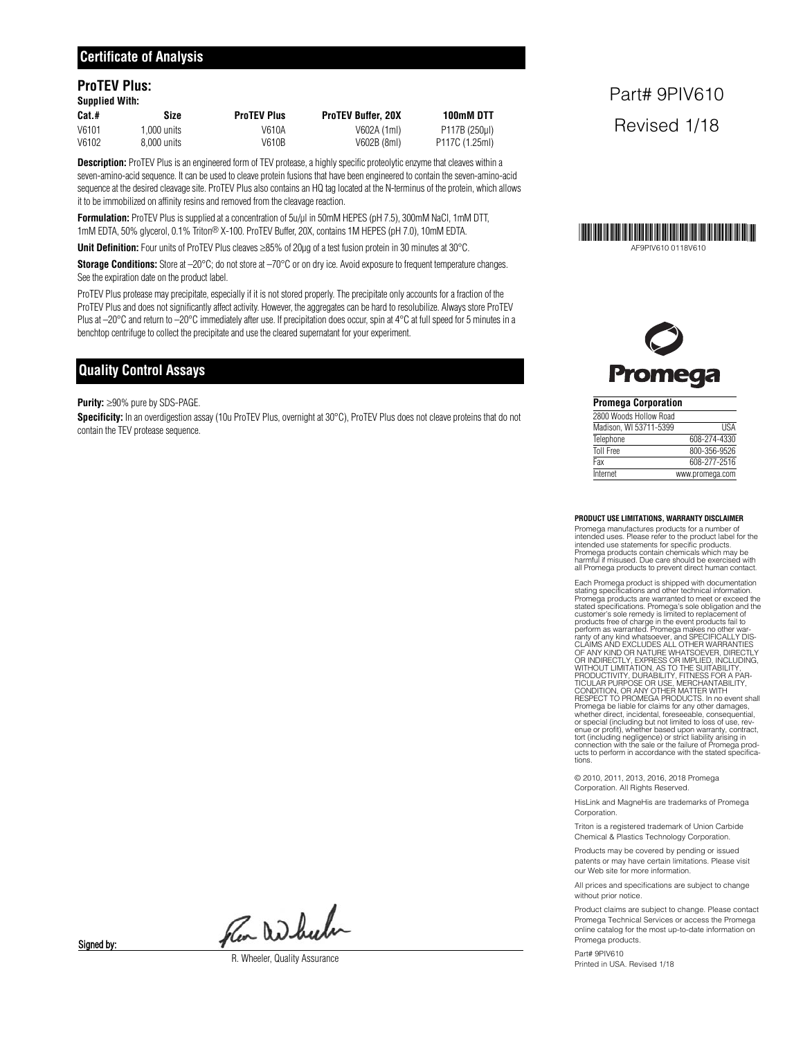## Certificate of Analysis

### ProTEV Plus:

**Supplied With:**

| Cat.# | Size | ProTEV Plus | ProTEV Buffer, 20X | 100mM DTT |
|---|---|---|---|---|
| V6101 | 1,000 units | V610A | V602A (1ml) | P117B (250µl) |
| V6102 | 8,000 units | V610B | V602B (8ml) | P117C (1.25ml) |

**Description:** ProTEV Plus is an engineered form of TEV protease, a highly specific proteolytic enzyme that cleaves within a seven-amino-acid sequence. It can be used to cleave protein fusions that have been engineered to contain the seven-amino-acid sequence at the desired cleavage site. ProTEV Plus also contains an HQ tag located at the N-terminus of the protein, which allows it to be immobilized on affinity resins and removed from the cleavage reaction.

**Formulation:** ProTEV Plus is supplied at a concentration of 5u/µl in 50mM HEPES (pH 7.5), 300mM NaCl, 1mM DTT, 1mM EDTA, 50% glycerol, 0.1% Triton® X-100. ProTEV Buffer, 20X, contains 1M HEPES (pH 7.0), 10mM EDTA.

**Unit Definition:** Four units of ProTEV Plus cleaves ≥85% of 20µg of a test fusion protein in 30 minutes at 30°C.

**Storage Conditions:** Store at –20°C; do not store at –70°C or on dry ice. Avoid exposure to frequent temperature changes. See the expiration date on the product label.

ProTEV Plus protease may precipitate, especially if it is not stored properly. The precipitate only accounts for a fraction of the ProTEV Plus and does not significantly affect activity. However, the aggregates can be hard to resolubilize. Always store ProTEV Plus at –20°C and return to –20°C immediately after use. If precipitation does occur, spin at 4°C at full speed for 5 minutes in a benchtop centrifuge to collect the precipitate and use the cleared supernatant for your experiment.

## Quality Control Assays

**Purity:** ≥90% pure by SDS-PAGE.

**Specificity:** In an overdigestion assay (10u ProTEV Plus, overnight at 30°C), ProTEV Plus does not cleave proteins that do not contain the TEV protease sequence.

Signed by:

R. Wheeler, Quality Assurance

Part# 9PIV610

Revised 1/18

AF9PIV610 0118V610

Promega

**Promega Corporation**

| | |
|---|---|
| 2800 Woods Hollow Road | |
| Madison, WI 53711-5399 | USA |
| Telephone | 608-274-4330 |
| Toll Free | 800-356-9526 |
| Fax | 608-277-2516 |
| Internet | www.promega.com |

**PRODUCT USE LIMITATIONS, WARRANTY DISCLAIMER**

Promega manufactures products for a number of intended uses. Please refer to the product label for the intended use statements for specific products. Promega products contain chemicals which may be harmful if misused. Due care should be exercised with all Promega products to prevent direct human contact.

Each Promega product is shipped with documentation stating specifications and other technical information. Promega products are warranted to meet or exceed the stated specifications. Promega's sole obligation and the customer's sole remedy is limited to replacement of products free of charge in the event products fail to perform as warranted. Promega makes no other warranty of any kind whatsoever, and SPECIFICALLY DISCLAIMS AND EXCLUDES ALL OTHER WARRANTIES OF ANY KIND OR NATURE WHATSOEVER, DIRECTLY OR INDIRECTLY, EXPRESS OR IMPLIED, INCLUDING, WITHOUT LIMITATION, AS TO THE SUITABILITY, PRODUCTIVITY, DURABILITY, FITNESS FOR A PARTICULAR PURPOSE OR USE, MERCHANTABILITY, CONDITION, OR ANY OTHER MATTER WITH RESPECT TO PROMEGA PRODUCTS. In no event shall Promega be liable for claims for any other damages, whether direct, incidental, foreseeable, consequential, or special (including but not limited to loss of use, revenue or profit), whether based upon warranty, contract, tort (including negligence) or strict liability arising in connection with the sale or the failure of Promega products to perform in accordance with the stated specifications.

© 2010, 2011, 2013, 2016, 2018 Promega Corporation. All Rights Reserved.

HisLink and MagneHis are trademarks of Promega Corporation.

Triton is a registered trademark of Union Carbide Chemical & Plastics Technology Corporation.

Products may be covered by pending or issued patents or may have certain limitations. Please visit our Web site for more information.

All prices and specifications are subject to change without prior notice.

Product claims are subject to change. Please contact Promega Technical Services or access the Promega online catalog for the most up-to-date information on Promega products.

Part# 9PIV610
Printed in USA. Revised 1/18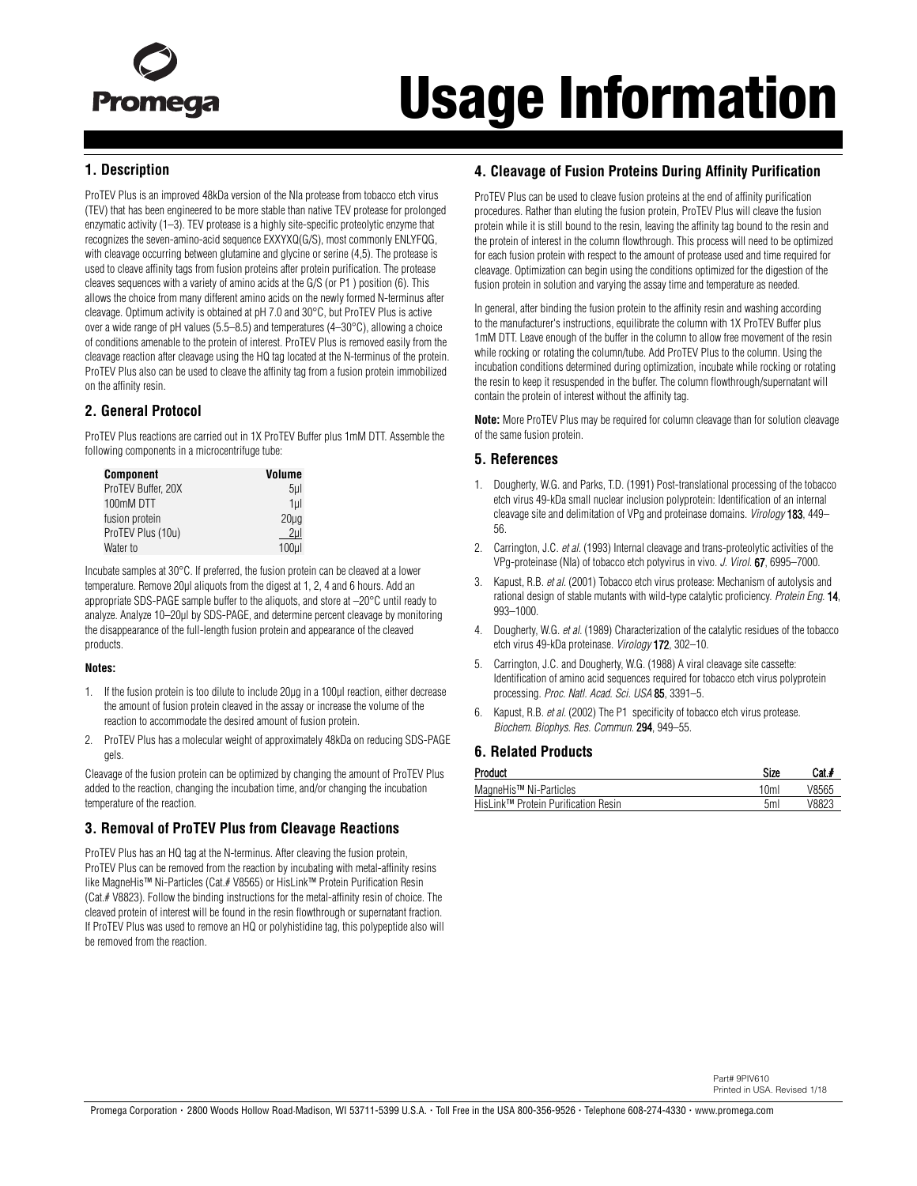# Usage Information

## 1. Description

ProTEV Plus is an improved 48kDa version of the NIa protease from tobacco etch virus (TEV) that has been engineered to be more stable than native TEV protease for prolonged enzymatic activity (1–3). TEV protease is a highly site-specific proteolytic enzyme that recognizes the seven-amino-acid sequence EXXYXQ(G/S), most commonly ENLYFQG, with cleavage occurring between glutamine and glycine or serine (4,5). The protease is used to cleave affinity tags from fusion proteins after protein purification. The protease cleaves sequences with a variety of amino acids at the G/S (or P1 ) position (6). This allows the choice from many different amino acids on the newly formed N-terminus after cleavage. Optimum activity is obtained at pH 7.0 and 30°C, but ProTEV Plus is active over a wide range of pH values (5.5–8.5) and temperatures (4–30°C), allowing a choice of conditions amenable to the protein of interest. ProTEV Plus is removed easily from the cleavage reaction after cleavage using the HQ tag located at the N-terminus of the protein. ProTEV Plus also can be used to cleave the affinity tag from a fusion protein immobilized on the affinity resin.

## 2. General Protocol

ProTEV Plus reactions are carried out in 1X ProTEV Buffer plus 1mM DTT. Assemble the following components in a microcentrifuge tube:

| Component | Volume |
|---|---|
| ProTEV Buffer, 20X | 5µl |
| 100mM DTT | 1µl |
| fusion protein | 20µg |
| ProTEV Plus (10u) | 2µl |
| Water to | 100µl |

Incubate samples at 30°C. If preferred, the fusion protein can be cleaved at a lower temperature. Remove 20µl aliquots from the digest at 1, 2, 4 and 6 hours. Add an appropriate SDS-PAGE sample buffer to the aliquots, and store at –20°C until ready to analyze. Analyze 10–20µl by SDS-PAGE, and determine percent cleavage by monitoring the disappearance of the full-length fusion protein and appearance of the cleaved products.

**Notes:**

1. If the fusion protein is too dilute to include 20µg in a 100µl reaction, either decrease the amount of fusion protein cleaved in the assay or increase the volume of the reaction to accommodate the desired amount of fusion protein.
2. ProTEV Plus has a molecular weight of approximately 48kDa on reducing SDS-PAGE gels.

Cleavage of the fusion protein can be optimized by changing the amount of ProTEV Plus added to the reaction, changing the incubation time, and/or changing the incubation temperature of the reaction.

## 3. Removal of ProTEV Plus from Cleavage Reactions

ProTEV Plus has an HQ tag at the N-terminus. After cleaving the fusion protein, ProTEV Plus can be removed from the reaction by incubating with metal-affinity resins like MagneHis™ Ni-Particles (Cat.# V8565) or HisLink™ Protein Purification Resin (Cat.# V8823). Follow the binding instructions for the metal-affinity resin of choice. The cleaved protein of interest will be found in the resin flowthrough or supernatant fraction. If ProTEV Plus was used to remove an HQ or polyhistidine tag, this polypeptide also will be removed from the reaction.

## 4. Cleavage of Fusion Proteins During Affinity Purification

ProTEV Plus can be used to cleave fusion proteins at the end of affinity purification procedures. Rather than eluting the fusion protein, ProTEV Plus will cleave the fusion protein while it is still bound to the resin, leaving the affinity tag bound to the resin and the protein of interest in the column flowthrough. This process will need to be optimized for each fusion protein with respect to the amount of protease used and time required for cleavage. Optimization can begin using the conditions optimized for the digestion of the fusion protein in solution and varying the assay time and temperature as needed.

In general, after binding the fusion protein to the affinity resin and washing according to the manufacturer's instructions, equilibrate the column with 1X ProTEV Buffer plus 1mM DTT. Leave enough of the buffer in the column to allow free movement of the resin while rocking or rotating the column/tube. Add ProTEV Plus to the column. Using the incubation conditions determined during optimization, incubate while rocking or rotating the resin to keep it resuspended in the buffer. The column flowthrough/supernatant will contain the protein of interest without the affinity tag.

**Note:** More ProTEV Plus may be required for column cleavage than for solution cleavage of the same fusion protein.

## 5. References

1. Dougherty, W.G. and Parks, T.D. (1991) Post-translational processing of the tobacco etch virus 49-kDa small nuclear inclusion polyprotein: Identification of an internal cleavage site and delimitation of VPg and proteinase domains. *Virology* **183**, 449–56.
2. Carrington, J.C. *et al.* (1993) Internal cleavage and trans-proteolytic activities of the VPg-proteinase (NIa) of tobacco etch potyvirus in vivo. *J. Virol.* **67**, 6995–7000.
3. Kapust, R.B. *et al.* (2001) Tobacco etch virus protease: Mechanism of autolysis and rational design of stable mutants with wild-type catalytic proficiency. *Protein Eng.* **14**, 993–1000.
4. Dougherty, W.G. *et al.* (1989) Characterization of the catalytic residues of the tobacco etch virus 49-kDa proteinase. *Virology* **172**, 302–10.
5. Carrington, J.C. and Dougherty, W.G. (1988) A viral cleavage site cassette: Identification of amino acid sequences required for tobacco etch virus polyprotein processing. *Proc. Natl. Acad. Sci. USA* **85**, 3391–5.
6. Kapust, R.B. *et al.* (2002) The P1 specificity of tobacco etch virus protease. *Biochem. Biophys. Res. Commun.* **294**, 949–55.

## 6. Related Products

| Product | Size | Cat.# |
|---|---|---|
| MagneHis™ Ni-Particles | 10ml | V8565 |
| HisLink™ Protein Purification Resin | 5ml | V8823 |

Part# 9PIV610
Printed in USA. Revised 1/18

Promega Corporation · 2800 Woods Hollow Road·Madison, WI 53711-5399 U.S.A. · Toll Free in the USA 800-356-9526 · Telephone 608-274-4330 · www.promega.com